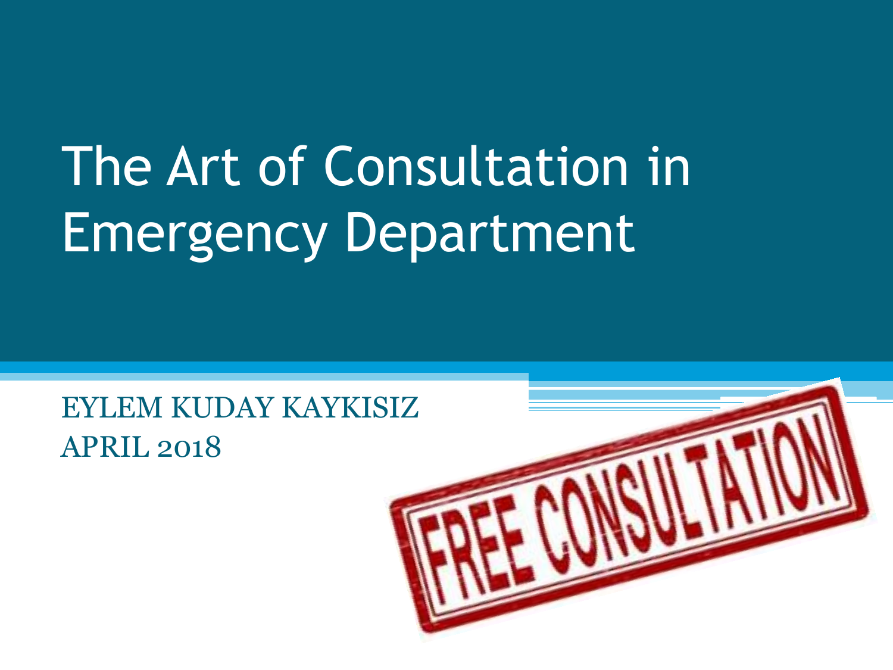# The Art of Consultation in Emergency Department

EYLEM KUDAY KAYKISIZ
APRIL 2018

FREE CONSULTATION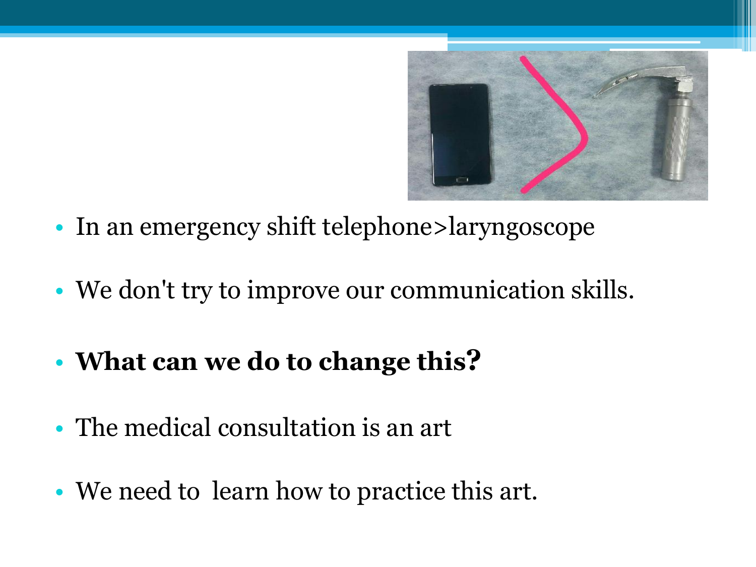- In an emergency shift telephone>laryngoscope
- We don't try to improve our communication skills.
- **What can we do to change this?**
- The medical consultation is an art
- We need to learn how to practice this art.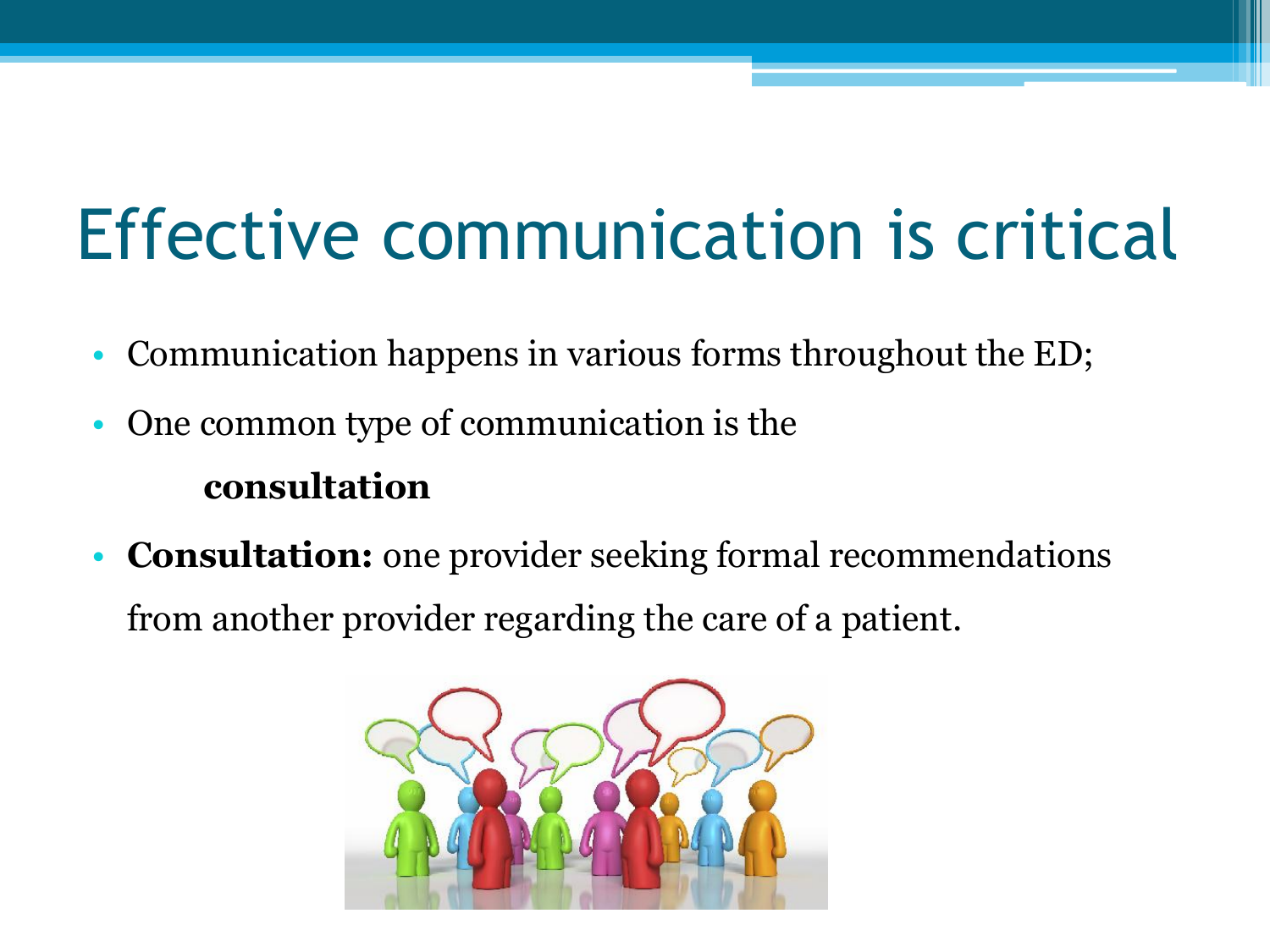# Effective communication is critical

- Communication happens in various forms throughout the ED;
- One common type of communication is the

  **consultation**

- **Consultation:** one provider seeking formal recommendations from another provider regarding the care of a patient.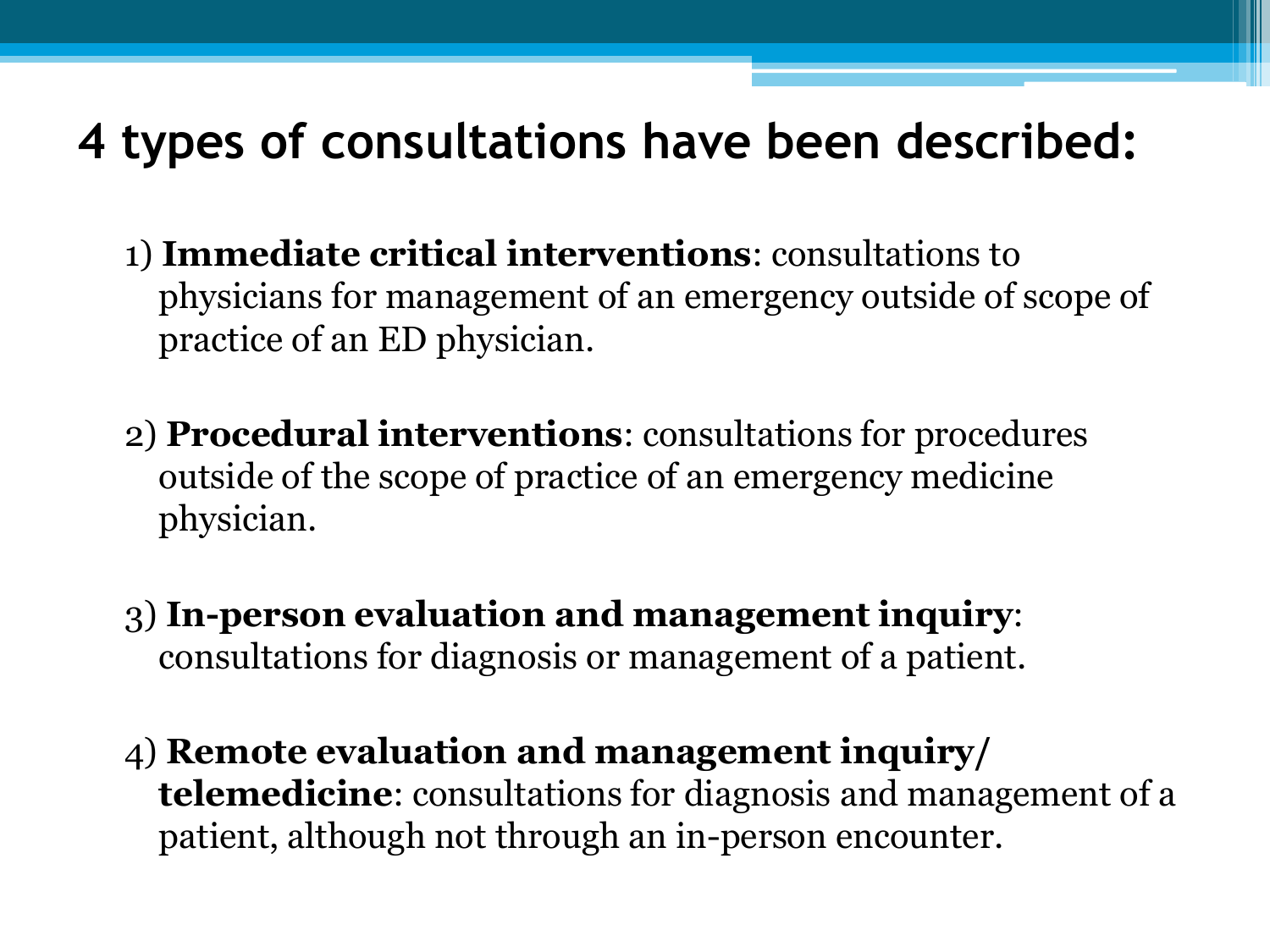# 4 types of consultations have been described:

1) **Immediate critical interventions**: consultations to physicians for management of an emergency outside of scope of practice of an ED physician.

2) **Procedural interventions**: consultations for procedures outside of the scope of practice of an emergency medicine physician.

3) **In-person evaluation and management inquiry**: consultations for diagnosis or management of a patient.

4) **Remote evaluation and management inquiry/ telemedicine**: consultations for diagnosis and management of a patient, although not through an in-person encounter.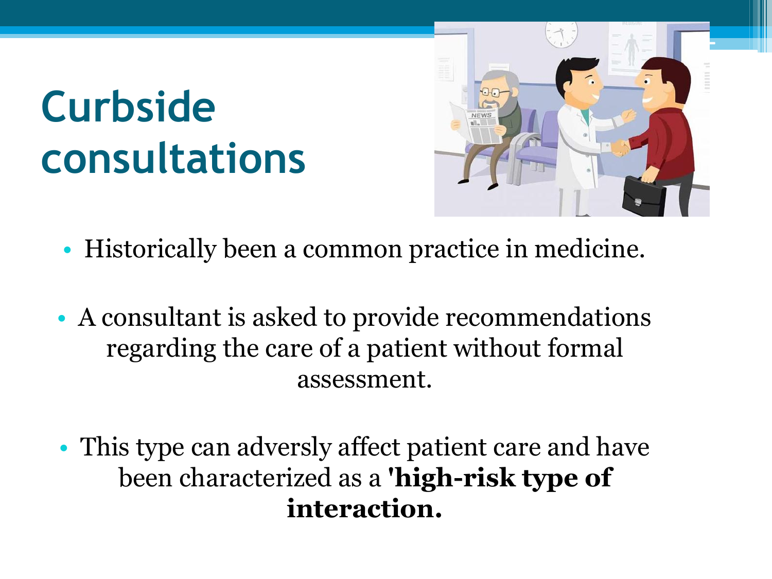# Curbside consultations

- Historically been a common practice in medicine.
- A consultant is asked to provide recommendations regarding the care of a patient without formal assessment.
- This type can adversly affect patient care and have been characterized as a **'high-risk type of interaction.**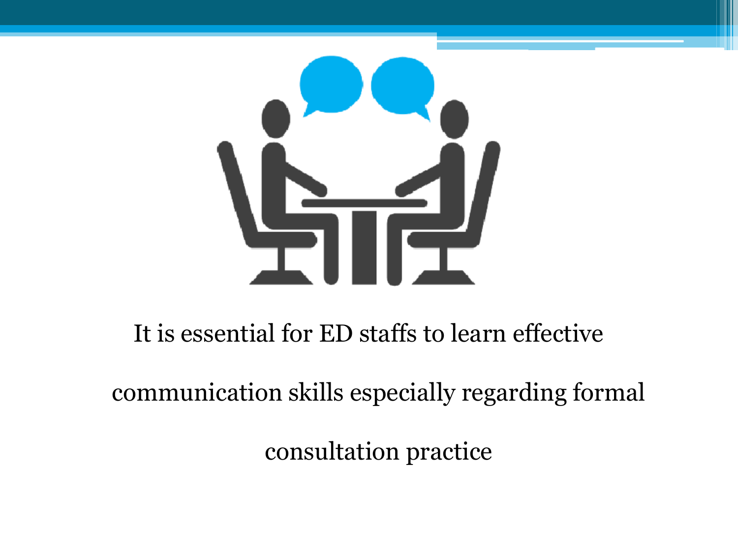It is essential for ED staffs to learn effective communication skills especially regarding formal consultation practice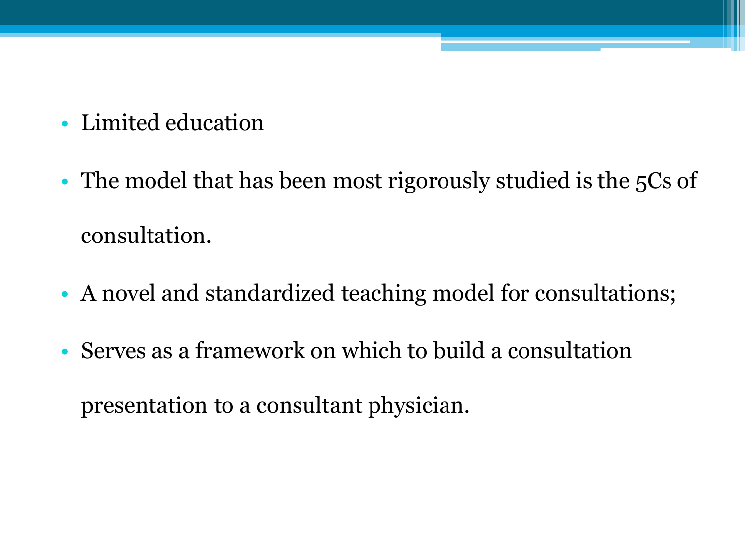- Limited education
- The model that has been most rigorously studied is the 5Cs of consultation.
- A novel and standardized teaching model for consultations;
- Serves as a framework on which to build a consultation presentation to a consultant physician.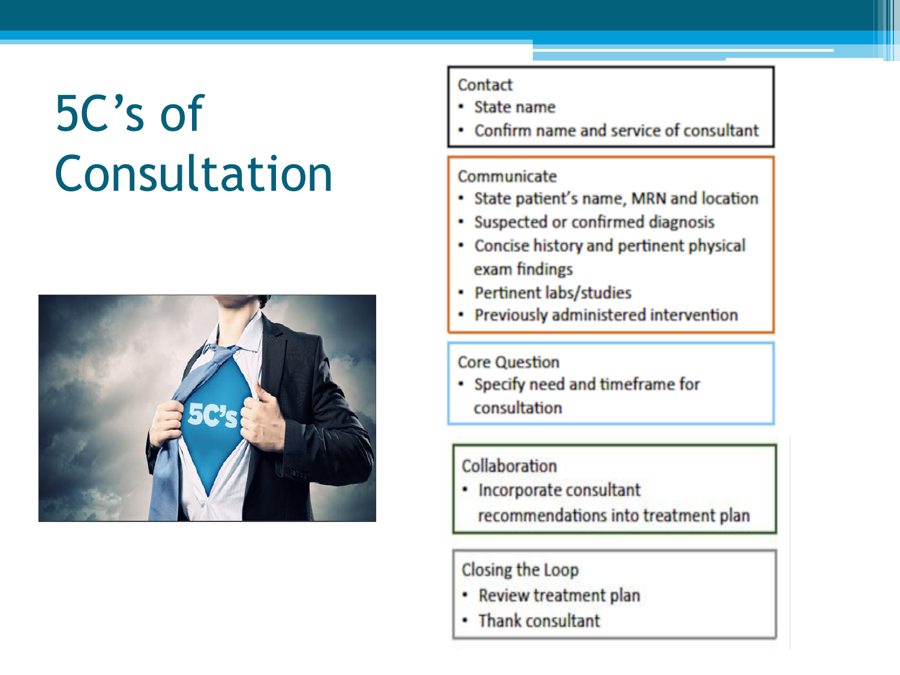# 5C's of Consultation

**Contact**
- State name
- Confirm name and service of consultant

**Communicate**
- State patient's name, MRN and location
- Suspected or confirmed diagnosis
- Concise history and pertinent physical exam findings
- Pertinent labs/studies
- Previously administered intervention

**Core Question**
- Specify need and timeframe for consultation

**Collaboration**
- Incorporate consultant recommendations into treatment plan

**Closing the Loop**
- Review treatment plan
- Thank consultant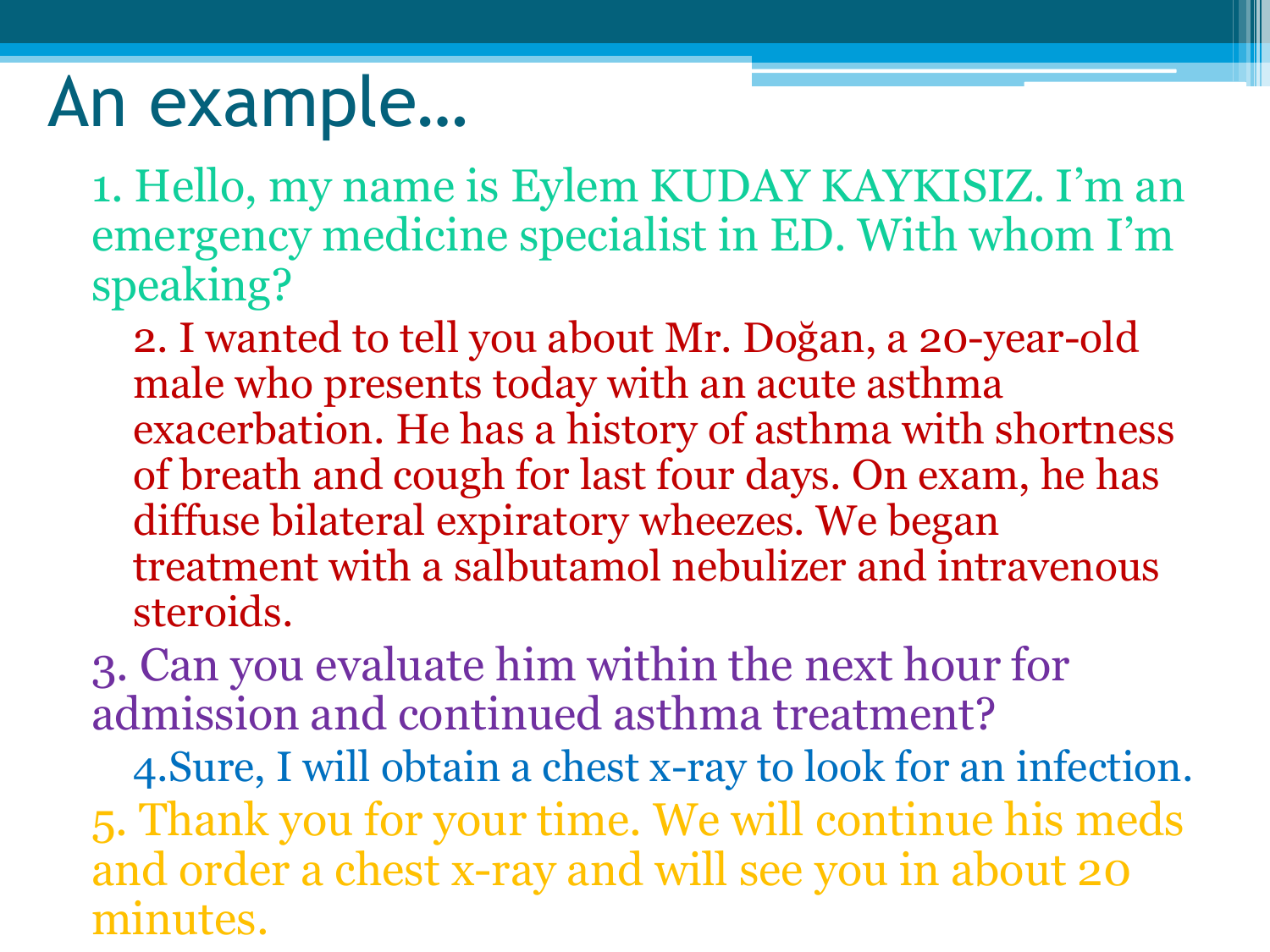# An example…

1. Hello, my name is Eylem KUDAY KAYKISIZ. I'm an emergency medicine specialist in ED. With whom I'm speaking?

2. I wanted to tell you about Mr. Doğan, a 20-year-old male who presents today with an acute asthma exacerbation. He has a history of asthma with shortness of breath and cough for last four days. On exam, he has diffuse bilateral expiratory wheezes. We began treatment with a salbutamol nebulizer and intravenous steroids.

3. Can you evaluate him within the next hour for admission and continued asthma treatment?

4.Sure, I will obtain a chest x-ray to look for an infection.

5. Thank you for your time. We will continue his meds and order a chest x-ray and will see you in about 20 minutes.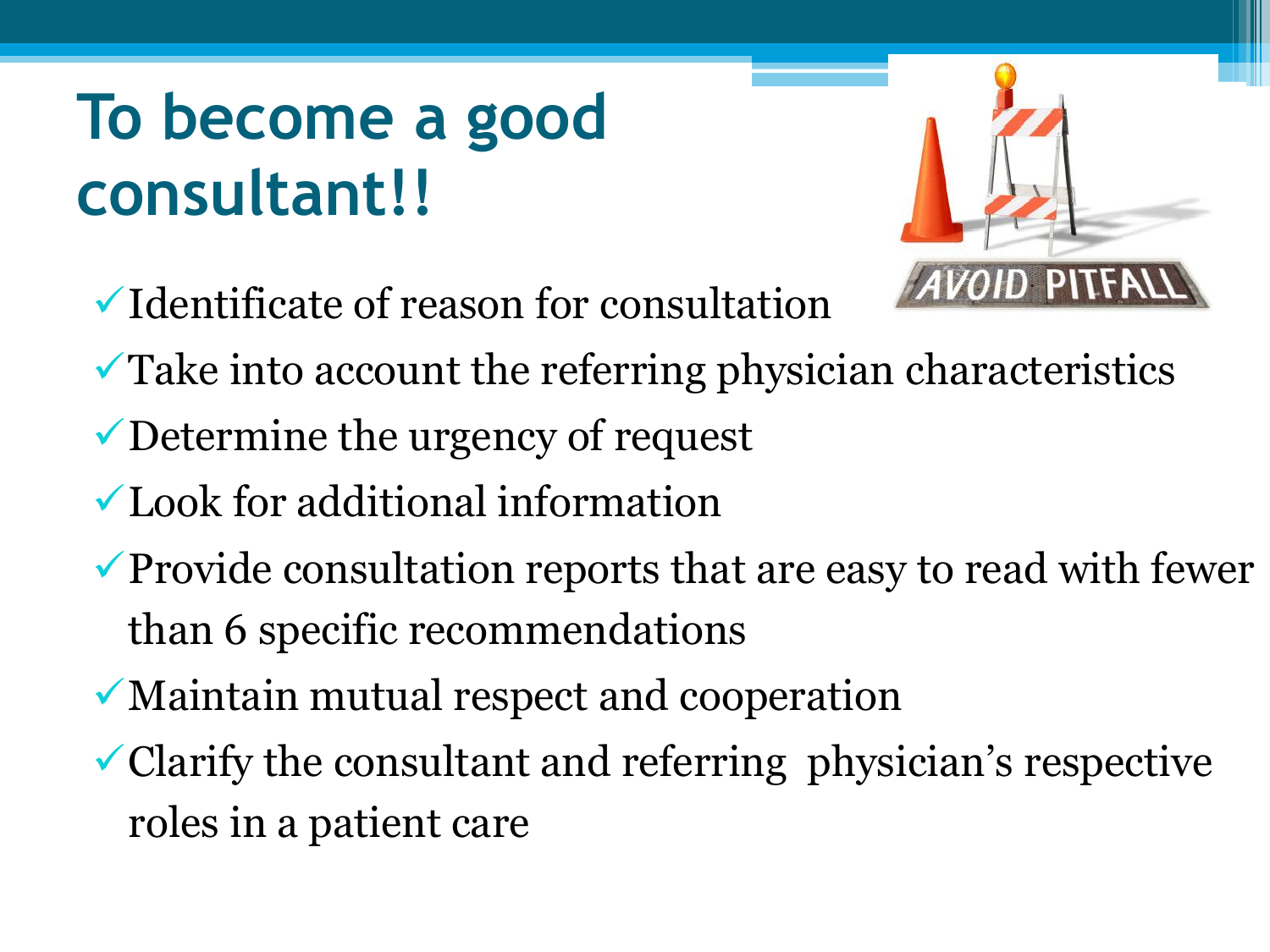# To become a good consultant!!

- ✓ Identificate of reason for consultation
- ✓ Take into account the referring physician characteristics
- ✓ Determine the urgency of request
- ✓ Look for additional information
- ✓ Provide consultation reports that are easy to read with fewer than 6 specific recommendations
- ✓ Maintain mutual respect and cooperation
- ✓ Clarify the consultant and referring physician's respective roles in a patient care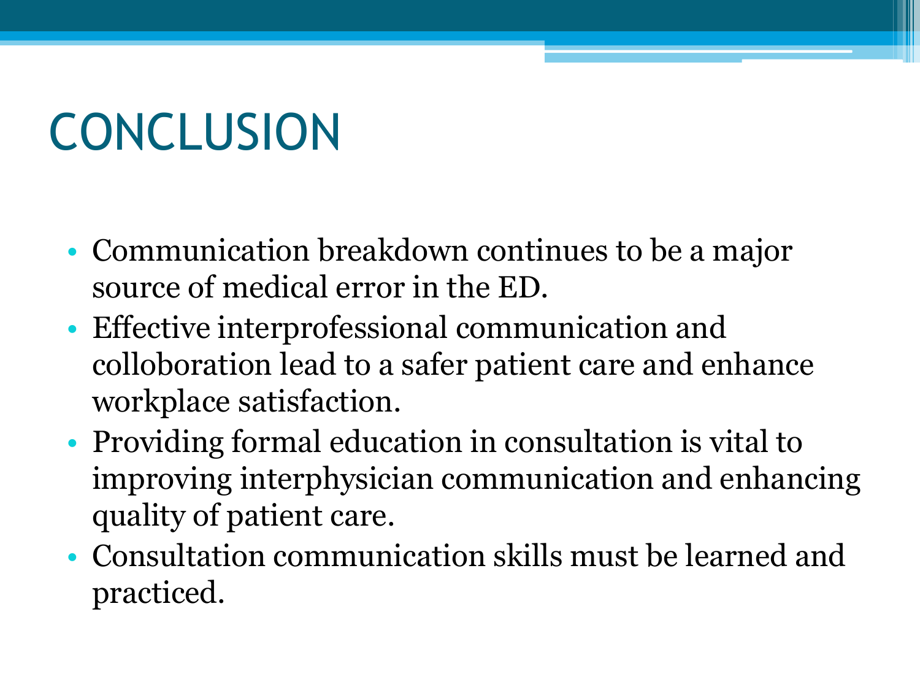# CONCLUSION

- Communication breakdown continues to be a major source of medical error in the ED.
- Effective interprofessional communication and colloboration lead to a safer patient care and enhance workplace satisfaction.
- Providing formal education in consultation is vital to improving interphysician communication and enhancing quality of patient care.
- Consultation communication skills must be learned and practiced.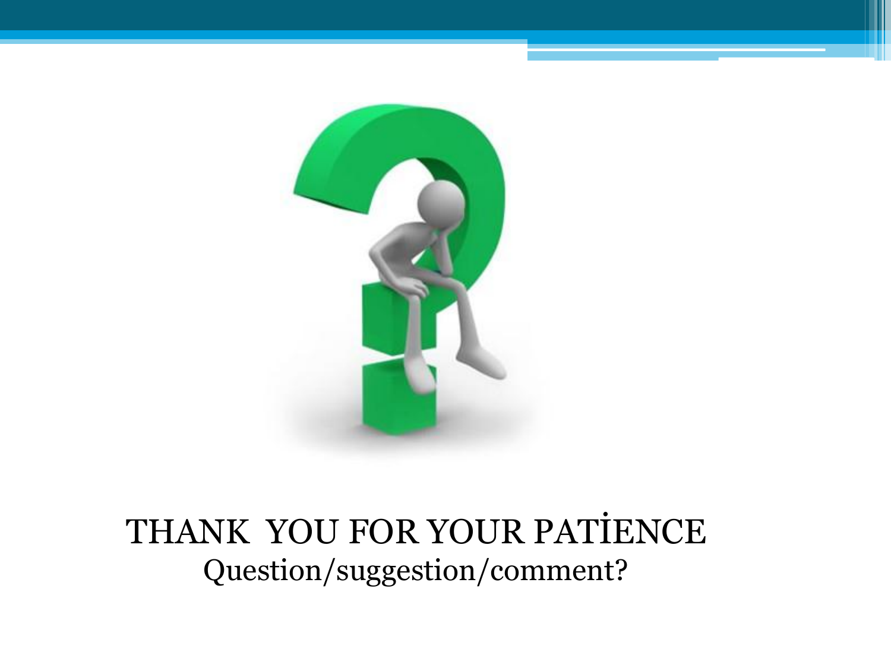THANK  YOU FOR YOUR PATİENCE

Question/suggestion/comment?